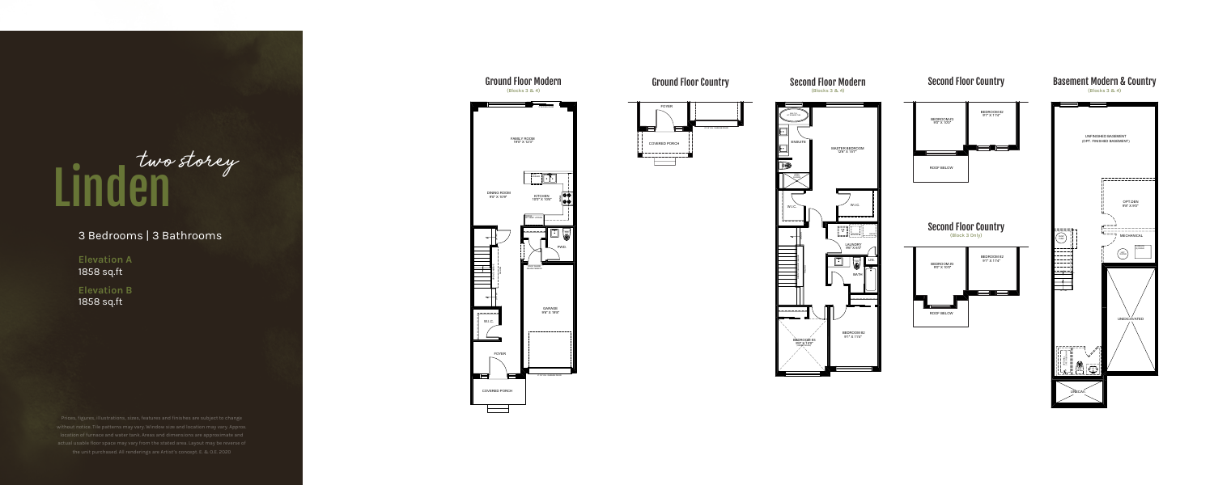# Linden *two storey*

3 Bedrooms | 3 Bathrooms

**Elevation A**
1858 sq.ft

**Elevation B**
1858 sq.ft

Prices, figures, illustrations, sizes, features and finishes are subject to change without notice. Tile patterns may vary. Window size and location may vary. Approx. location of furnace and water tank. Areas and dimensions are approximate and actual usable floor space may vary from the stated area. Layout may be reverse of the unit purchased. All renderings are Artist's concept. E. & O.E. 2020

## Ground Floor Modern
(Blocks 3 & 4)

FAMILY ROOM
19'0" X 12'3"

DINING ROOM
9'0" X 10'9"

KITCHEN
10'0" X 10'9"

PWD.

W.I.C.

GARAGE
9'6" X 19'8"

FOYER

COVERED PORCH

## Ground Floor Country

FOYER

COVERED PORCH

## Second Floor Modern
(Blocks 3 & 4)

ENSUITE

MASTER BEDROOM
12'6" X 13'7"

W.I.C.

W.I.C.

LAUNDRY
5'6" X 4'0"

LIN.

BATH

BEDROOM #3
9'0" X 12'0"

BEDROOM #2
9'1" X 11'4"

## Second Floor Country

BEDROOM #3
9'0" X 12'0"

BEDROOM #2
9'1" X 11'4"

ROOF BELOW

## Second Floor Country
(Block 3 Only)

BEDROOM #3
9'0" X 12'0"

BEDROOM #2
9'1" X 11'4"

ROOF BELOW

## Basement Modern & Country
(Blocks 3 & 4)

UNFINISHED BASEMENT
(OPT. FINISHED BASEMENT)

OPT. DEN
8'6" X 8'0"

MECHANICAL

UNEXCAVATED

UNEXCAV.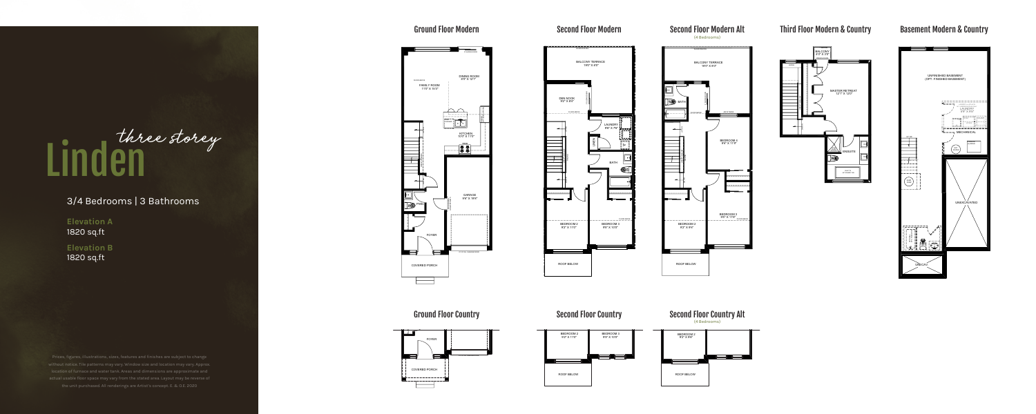# Linden *three storey*

3/4 Bedrooms | 3 Bathrooms

**Elevation A**
1820 sq.ft

**Elevation B**
1820 sq.ft

Prices, figures, illustrations, sizes, features and finishes are subject to change without notice. Tile patterns may vary. Window size and location may vary. Approx. location of furnace and water tank. Areas and dimensions are approximate and actual usable floor space may vary from the stated area. Layout may be reverse of the unit purchased. All renderings are Artist's concept. E. & O.E. 2020

## Ground Floor Modern

DINING ROOM
8'0" X 12'1"

FAMILY ROOM
11'0" X 15'3"

KITCHEN
10'0" X 11'0"

GARAGE
9'6" X 18'8"

PWD

FOYER

COVERED PORCH

## Second Floor Modern

BALCONY TERRACE
18'0" X 8'0"

DEN NOOK
8'2" X 8'8"

LAUNDRY
6'6" X 7'6"

BATH

BEDROOM 2
9'2" X 11'0"

BEDROOM 3
8'6" X 10'0"

ROOF BELOW

## Second Floor Modern Alt
(4 Bedrooms)

BALCONY TERRACE
18'0" X 8'0"

BATH

BEDROOM 4
8'6" X 11'8"

BEDROOM 2
9'2" X 8'6"

BEDROOM 3
8'6" X 11'8"

ROOF BELOW

## Third Floor Modern & Country

BALCONY
4'0" X 3'3"

MASTER RETREAT
12'1" X 12'0"

ENSUITE

## Basement Modern & Country

UNFINISHED BASEMENT
(OPT. FINISHED BASEMENT)

LAUNDRY
5'6" X 6'0"

MECHANICAL

UNEXCAVATED

UNEXCAV.

## Ground Floor Country

FOYER

COVERED PORCH

## Second Floor Country

BEDROOM 2
9'2" X 11'0"

BEDROOM 3
8'6" X 10'0"

ROOF BELOW

## Second Floor Country Alt
(4 Bedrooms)

BEDROOM 2
9'2" X 8'6"

ROOF BELOW